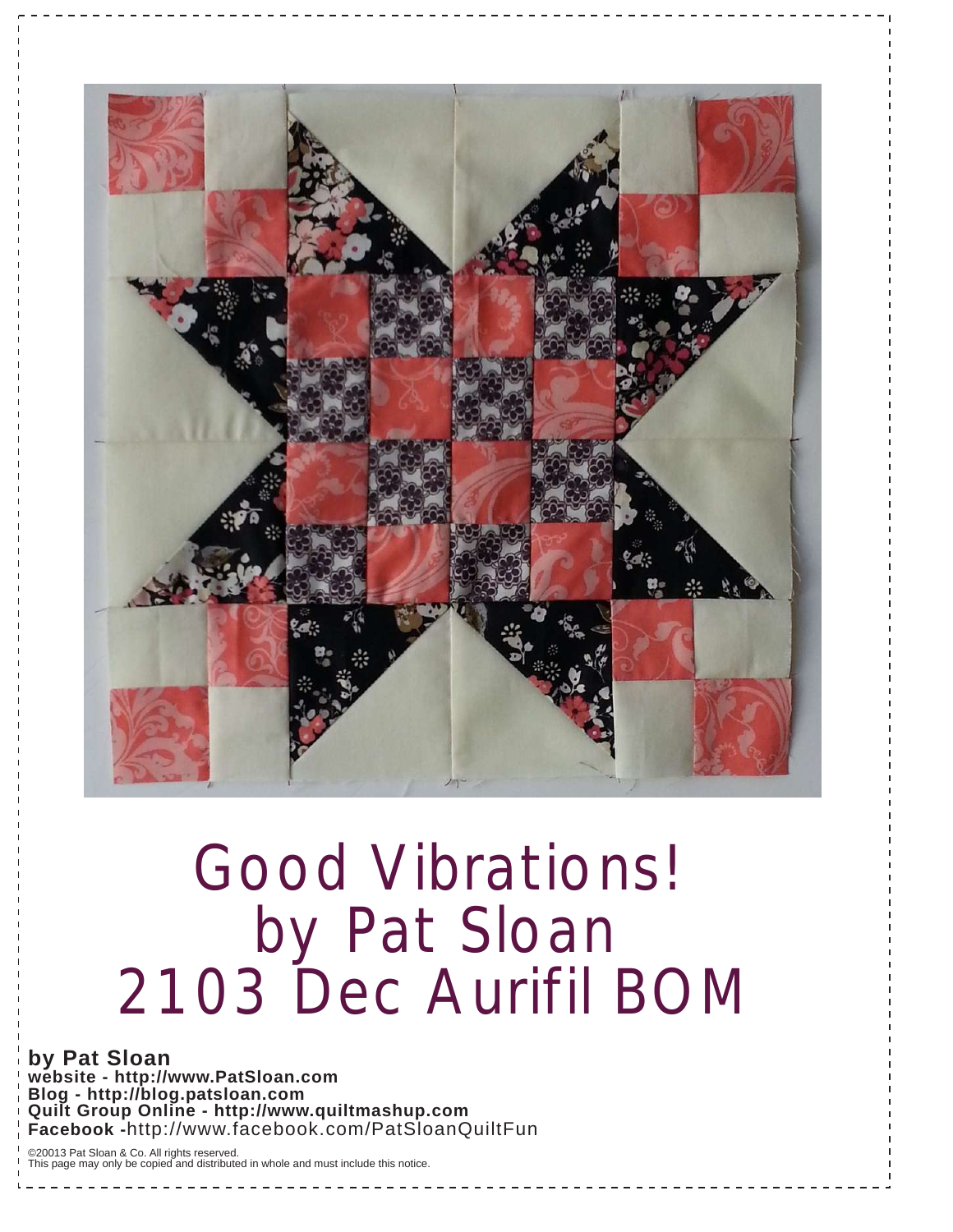# Good Vibrations!
# by Pat Sloan
# 2103 Dec Aurifil BOM

**by Pat Sloan**
**website - http://www.PatSloan.com**
**Blog - http://blog.patsloan.com**
**Quilt Group Online - http://www.quiltmashup.com**
**Facebook -**http://www.facebook.com/PatSloanQuiltFun

©20013 Pat Sloan & Co. All rights reserved.
This page may only be copied and distributed in whole and must include this notice.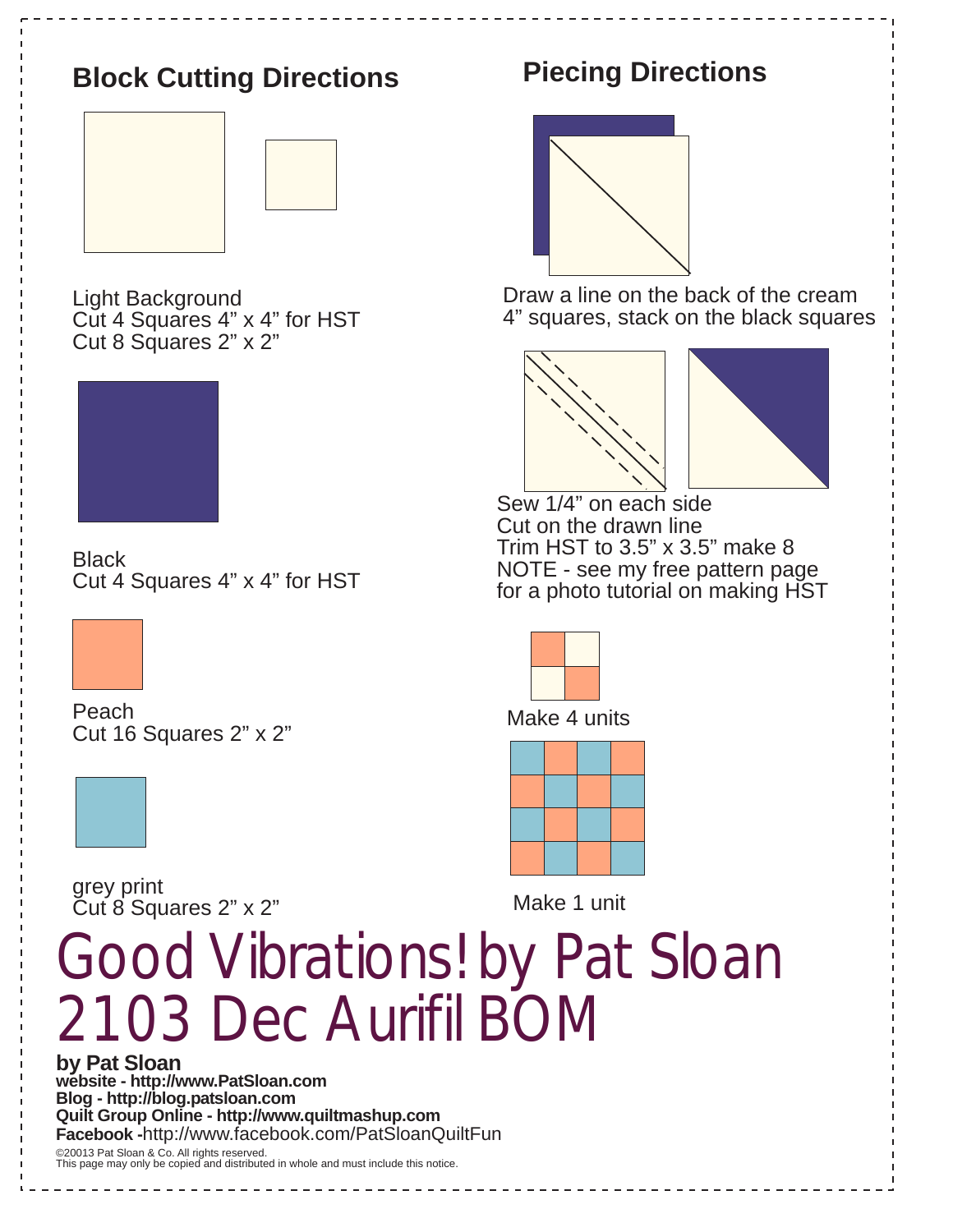## Block Cutting Directions

Light Background
Cut 4 Squares 4” x 4” for HST
Cut 8 Squares 2” x 2”

Black
Cut 4 Squares 4” x 4” for HST

Peach
Cut 16 Squares 2” x 2”

grey print
Cut 8 Squares 2” x 2”

## Piecing Directions

Draw a line on the back of the cream 4” squares, stack on the black squares

Sew 1/4” on each side
Cut on the drawn line
Trim HST to 3.5” x 3.5” make 8
NOTE - see my free pattern page for a photo tutorial on making HST

Make 4 units

Make 1 unit

# Good Vibrations! by Pat Sloan 2103 Dec Aurifil BOM

**by Pat Sloan**
**website - http://www.PatSloan.com**
**Blog - http://blog.patsloan.com**
**Quilt Group Online - http://www.quiltmashup.com**
**Facebook -**http://www.facebook.com/PatSloanQuiltFun

©20013 Pat Sloan & Co. All rights reserved.
This page may only be copied and distributed in whole and must include this notice.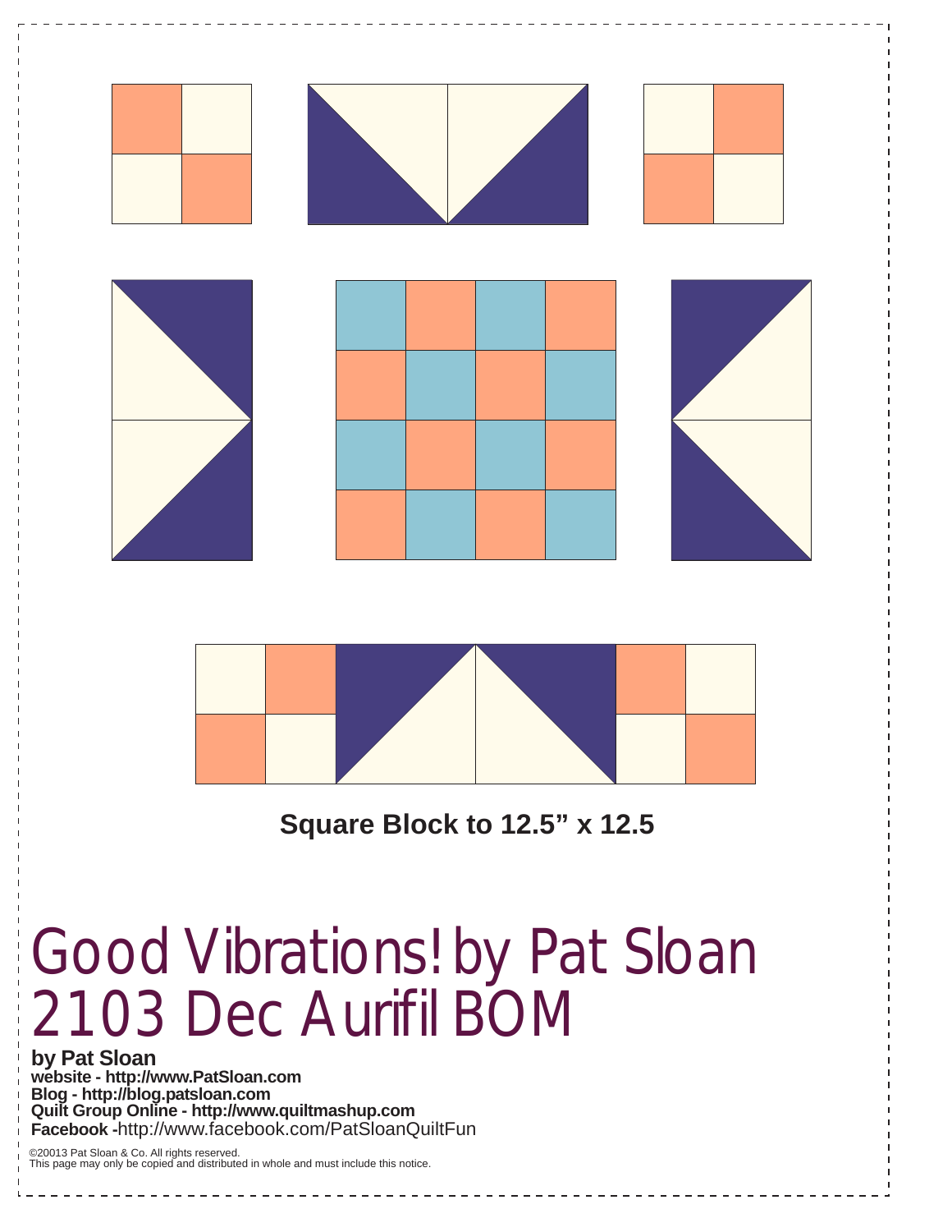**Square Block to 12.5" x 12.5**

# Good Vibrations! by Pat Sloan
# 2103 Dec Aurifil BOM

**by Pat Sloan**
**website - http://www.PatSloan.com**
**Blog - http://blog.patsloan.com**
**Quilt Group Online - http://www.quiltmashup.com**
**Facebook -**http://www.facebook.com/PatSloanQuiltFun

©20013 Pat Sloan & Co. All rights reserved.
This page may only be copied and distributed in whole and must include this notice.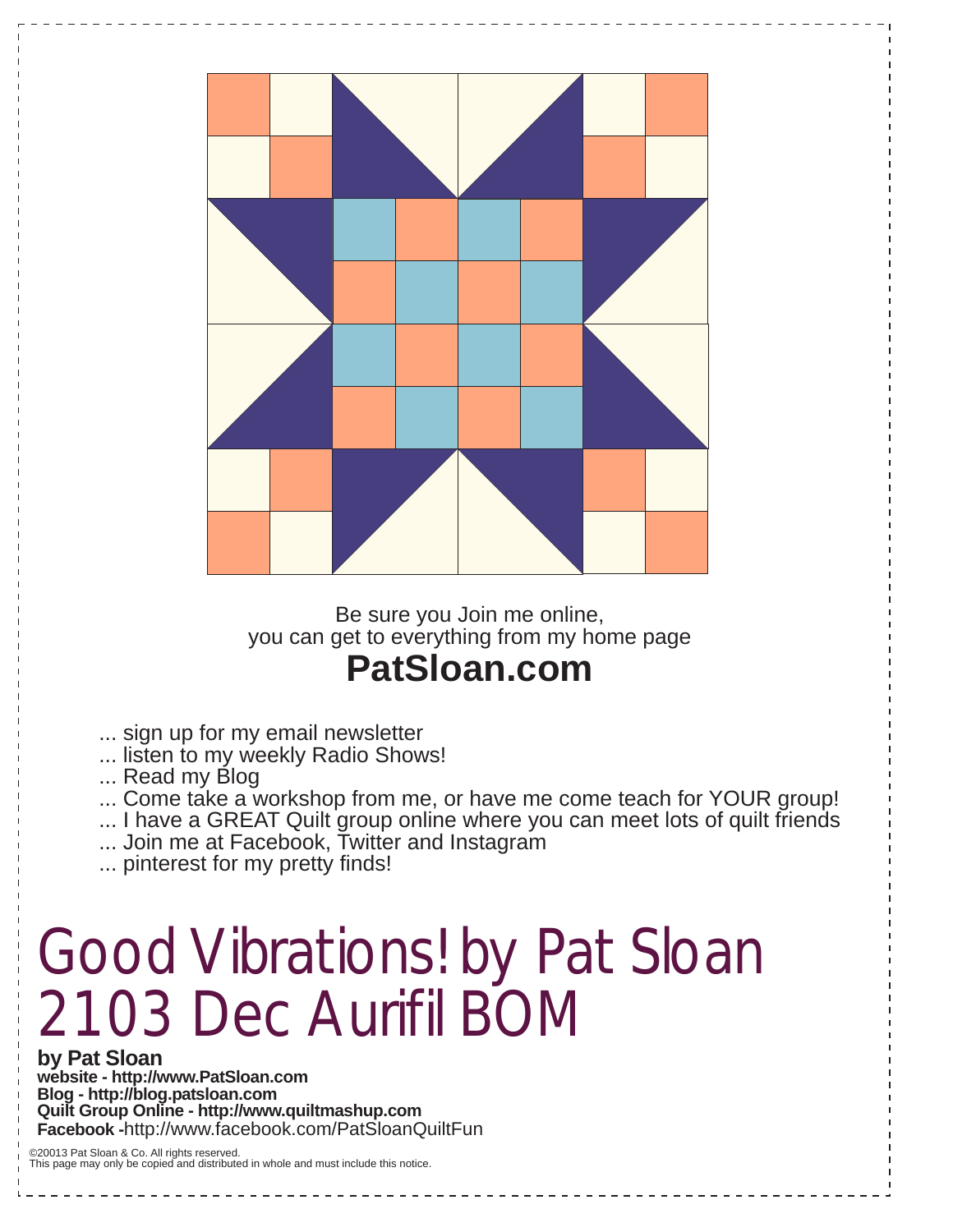Be sure you Join me online,
you can get to everything from my home page

**PatSloan.com**

... sign up for my email newsletter
... listen to my weekly Radio Shows!
... Read my Blog
... Come take a workshop from me, or have me come teach for YOUR group!
... I have a GREAT Quilt group online where you can meet lots of quilt friends
... Join me at Facebook, Twitter and Instagram
... pinterest for my pretty finds!

# Good Vibrations! by Pat Sloan 2103 Dec Aurifil BOM

**by Pat Sloan**
**website - http://www.PatSloan.com**
**Blog - http://blog.patsloan.com**
**Quilt Group Online - http://www.quiltmashup.com**
**Facebook -** http://www.facebook.com/PatSloanQuiltFun

©20013 Pat Sloan & Co. All rights reserved.
This page may only be copied and distributed in whole and must include this notice.